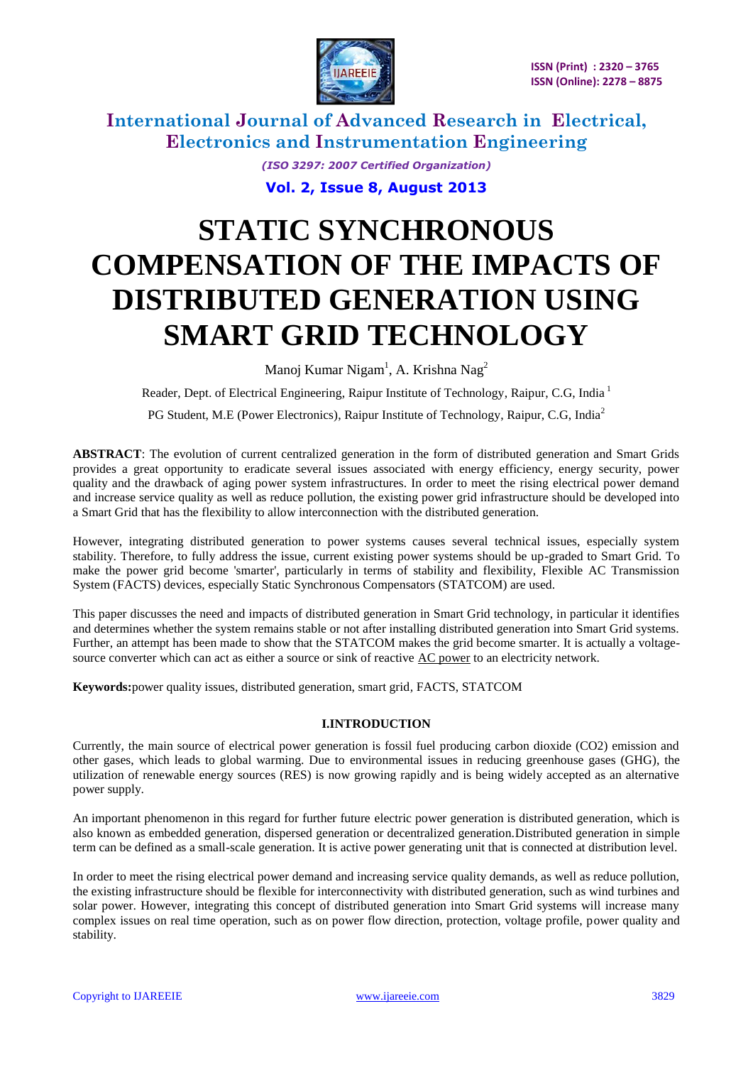# International Journal of Advanced Research in Electrical, Electronics and Instrumentation Engineering

*(ISO 3297: 2007 Certified Organization)*

# STATIC SYNCHRONOUS COMPENSATION OF THE IMPACTS OF DISTRIBUTED GENERATION USING SMART GRID TECHNOLOGY

Manoj Kumar Nigam[1], A. Krishna Nag[2]

Reader, Dept. of Electrical Engineering, Raipur Institute of Technology, Raipur, C.G, India [1]

PG Student, M.E (Power Electronics), Raipur Institute of Technology, Raipur, C.G, India[2]

**ABSTRACT**: The evolution of current centralized generation in the form of distributed generation and Smart Grids provides a great opportunity to eradicate several issues associated with energy efficiency, energy security, power quality and the drawback of aging power system infrastructures. In order to meet the rising electrical power demand and increase service quality as well as reduce pollution, the existing power grid infrastructure should be developed into a Smart Grid that has the flexibility to allow interconnection with the distributed generation.

However, integrating distributed generation to power systems causes several technical issues, especially system stability. Therefore, to fully address the issue, current existing power systems should be up-graded to Smart Grid. To make the power grid become 'smarter', particularly in terms of stability and flexibility, Flexible AC Transmission System (FACTS) devices, especially Static Synchronous Compensators (STATCOM) are used.

This paper discusses the need and impacts of distributed generation in Smart Grid technology, in particular it identifies and determines whether the system remains stable or not after installing distributed generation into Smart Grid systems. Further, an attempt has been made to show that the STATCOM makes the grid become smarter. It is actually a voltage-source converter which can act as either a source or sink of reactive AC power to an electricity network.

**Keywords:** power quality issues, distributed generation, smart grid, FACTS, STATCOM

## I.INTRODUCTION

Currently, the main source of electrical power generation is fossil fuel producing carbon dioxide ($CO_2$) emission and other gases, which leads to global warming. Due to environmental issues in reducing greenhouse gases (GHG), the utilization of renewable energy sources (RES) is now growing rapidly and is being widely accepted as an alternative power supply.

An important phenomenon in this regard for further future electric power generation is distributed generation, which is also known as embedded generation, dispersed generation or decentralized generation. Distributed generation in simple term can be defined as a small-scale generation. It is active power generating unit that is connected at distribution level.

In order to meet the rising electrical power demand and increasing service quality demands, as well as reduce pollution, the existing infrastructure should be flexible for interconnectivity with distributed generation, such as wind turbines and solar power. However, integrating this concept of distributed generation into Smart Grid systems will increase many complex issues on real time operation, such as on power flow direction, protection, voltage profile, power quality and stability.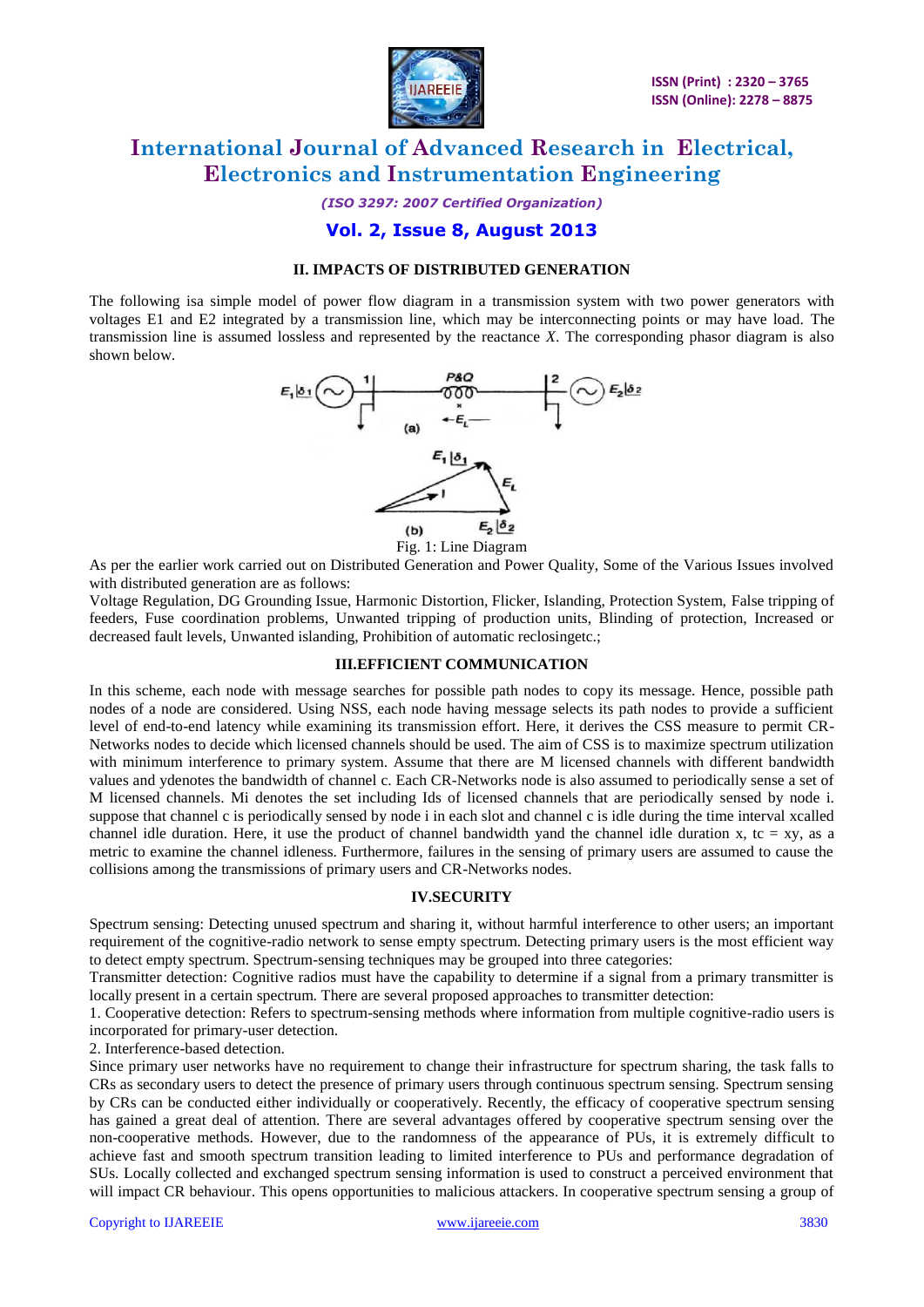## II. IMPACTS OF DISTRIBUTED GENERATION

The following isa simple model of power flow diagram in a transmission system with two power generators with voltages E1 and E2 integrated by a transmission line, which may be interconnecting points or may have load. The transmission line is assumed lossless and represented by the reactance *X*. The corresponding phasor diagram is also shown below.

Fig. 1: Line Diagram

As per the earlier work carried out on Distributed Generation and Power Quality, Some of the Various Issues involved with distributed generation are as follows:

Voltage Regulation, DG Grounding Issue, Harmonic Distortion, Flicker, Islanding, Protection System, False tripping of feeders, Fuse coordination problems, Unwanted tripping of production units, Blinding of protection, Increased or decreased fault levels, Unwanted islanding, Prohibition of automatic reclosingetc.;

## III.EFFICIENT COMMUNICATION

In this scheme, each node with message searches for possible path nodes to copy its message. Hence, possible path nodes of a node are considered. Using NSS, each node having message selects its path nodes to provide a sufficient level of end-to-end latency while examining its transmission effort. Here, it derives the CSS measure to permit CR-Networks nodes to decide which licensed channels should be used. The aim of CSS is to maximize spectrum utilization with minimum interference to primary system. Assume that there are M licensed channels with different bandwidth values and ydenotes the bandwidth of channel c. Each CR-Networks node is also assumed to periodically sense a set of M licensed channels. Mi denotes the set including Ids of licensed channels that are periodically sensed by node i. suppose that channel c is periodically sensed by node i in each slot and channel c is idle during the time interval xcalled channel idle duration. Here, it use the product of channel bandwidth yand the channel idle duration x, tc = xy, as a metric to examine the channel idleness. Furthermore, failures in the sensing of primary users are assumed to cause the collisions among the transmissions of primary users and CR-Networks nodes.

## IV.SECURITY

Spectrum sensing: Detecting unused spectrum and sharing it, without harmful interference to other users; an important requirement of the cognitive-radio network to sense empty spectrum. Detecting primary users is the most efficient way to detect empty spectrum. Spectrum-sensing techniques may be grouped into three categories:

Transmitter detection: Cognitive radios must have the capability to determine if a signal from a primary transmitter is locally present in a certain spectrum. There are several proposed approaches to transmitter detection:

1. Cooperative detection: Refers to spectrum-sensing methods where information from multiple cognitive-radio users is incorporated for primary-user detection.
2. Interference-based detection.

Since primary user networks have no requirement to change their infrastructure for spectrum sharing, the task falls to CRs as secondary users to detect the presence of primary users through continuous spectrum sensing. Spectrum sensing by CRs can be conducted either individually or cooperatively. Recently, the efficacy of cooperative spectrum sensing has gained a great deal of attention. There are several advantages offered by cooperative spectrum sensing over the non-cooperative methods. However, due to the randomness of the appearance of PUs, it is extremely difficult to achieve fast and smooth spectrum transition leading to limited interference to PUs and performance degradation of SUs. Locally collected and exchanged spectrum sensing information is used to construct a perceived environment that will impact CR behaviour. This opens opportunities to malicious attackers. In cooperative spectrum sensing a group of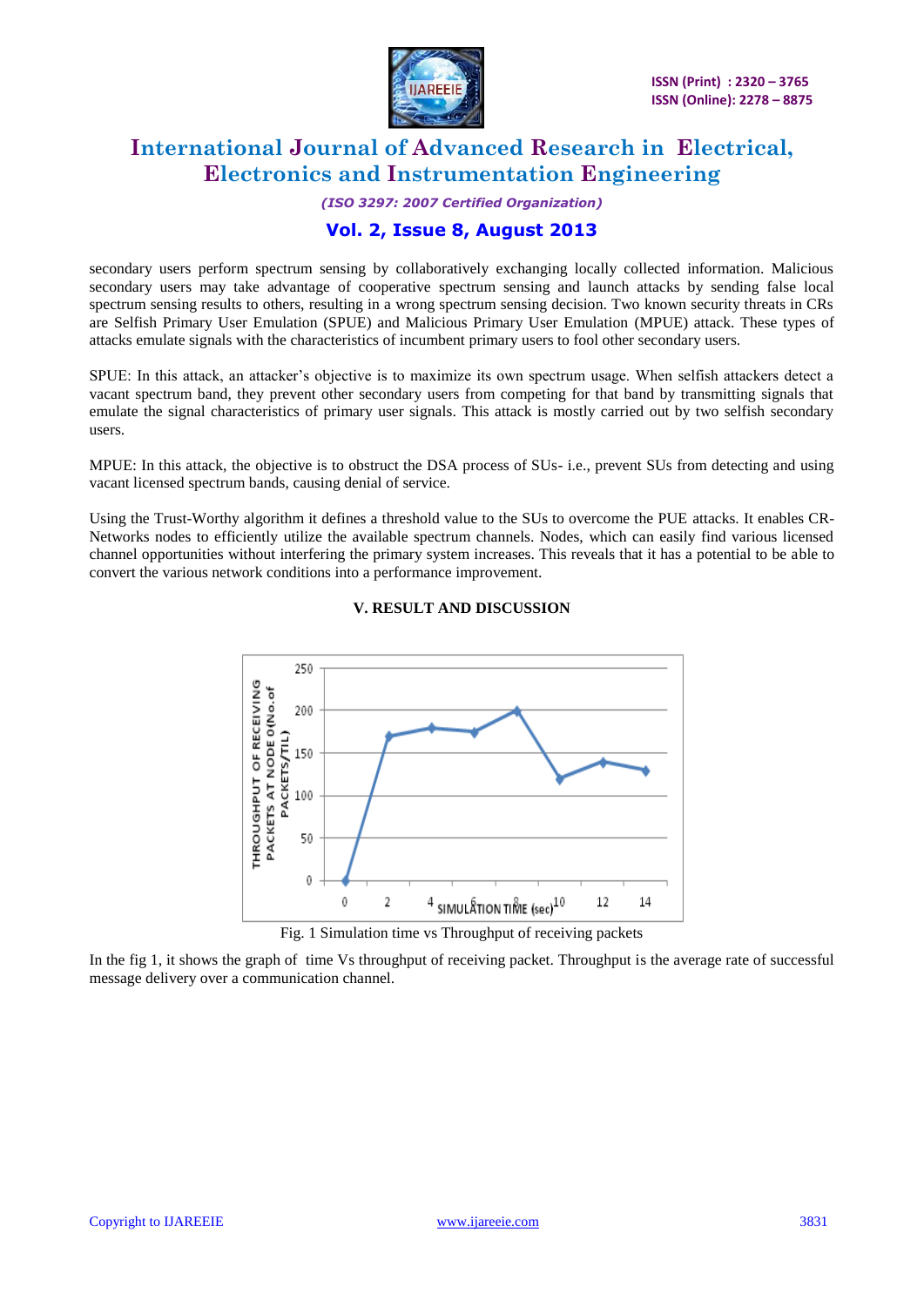secondary users perform spectrum sensing by collaboratively exchanging locally collected information. Malicious secondary users may take advantage of cooperative spectrum sensing and launch attacks by sending false local spectrum sensing results to others, resulting in a wrong spectrum sensing decision. Two known security threats in CRs are Selfish Primary User Emulation (SPUE) and Malicious Primary User Emulation (MPUE) attack. These types of attacks emulate signals with the characteristics of incumbent primary users to fool other secondary users.

SPUE: In this attack, an attacker's objective is to maximize its own spectrum usage. When selfish attackers detect a vacant spectrum band, they prevent other secondary users from competing for that band by transmitting signals that emulate the signal characteristics of primary user signals. This attack is mostly carried out by two selfish secondary users.

MPUE: In this attack, the objective is to obstruct the DSA process of SUs- i.e., prevent SUs from detecting and using vacant licensed spectrum bands, causing denial of service.

Using the Trust-Worthy algorithm it defines a threshold value to the SUs to overcome the PUE attacks. It enables CR-Networks nodes to efficiently utilize the available spectrum channels. Nodes, which can easily find various licensed channel opportunities without interfering the primary system increases. This reveals that it has a potential to be able to convert the various network conditions into a performance improvement.

## V. RESULT AND DISCUSSION

Fig. 1 Simulation time vs Throughput of receiving packets

In the fig 1, it shows the graph of time Vs throughput of receiving packet. Throughput is the average rate of successful message delivery over a communication channel.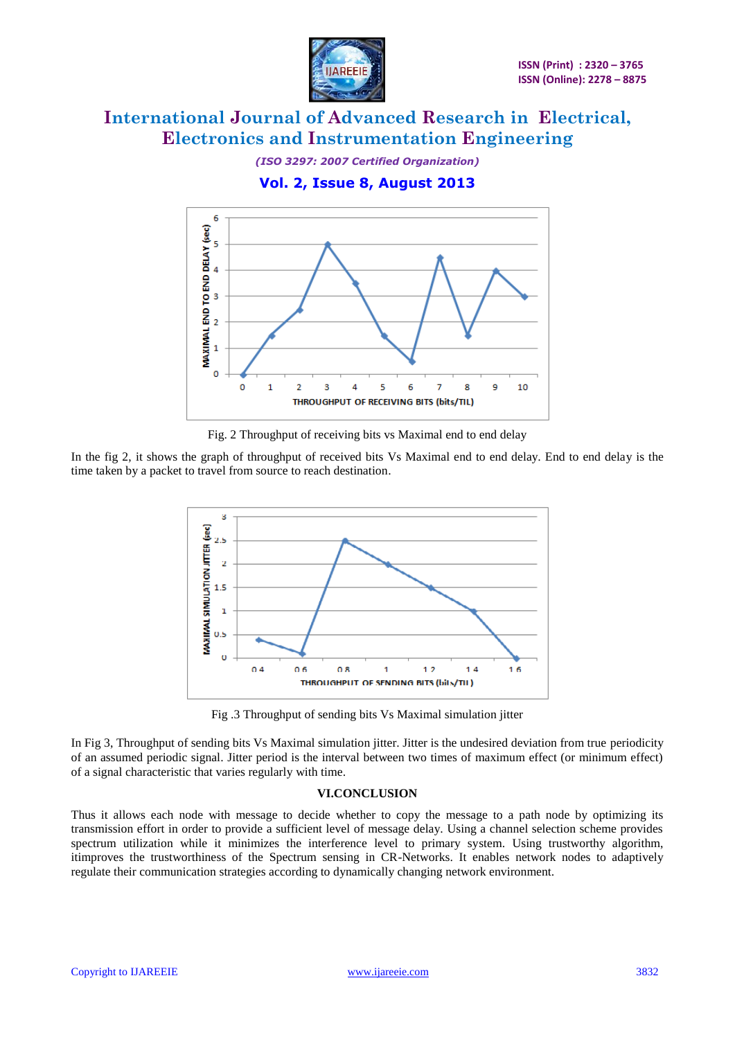Fig. 2 Throughput of receiving bits vs Maximal end to end delay

In the fig 2, it shows the graph of throughput of received bits Vs Maximal end to end delay. End to end delay is the time taken by a packet to travel from source to reach destination.

Fig .3 Throughput of sending bits Vs Maximal simulation jitter

In Fig 3, Throughput of sending bits Vs Maximal simulation jitter. Jitter is the undesired deviation from true periodicity of an assumed periodic signal. Jitter period is the interval between two times of maximum effect (or minimum effect) of a signal characteristic that varies regularly with time.

## VI.CONCLUSION

Thus it allows each node with message to decide whether to copy the message to a path node by optimizing its transmission effort in order to provide a sufficient level of message delay. Using a channel selection scheme provides spectrum utilization while it minimizes the interference level to primary system. Using trustworthy algorithm, itimproves the trustworthiness of the Spectrum sensing in CR-Networks. It enables network nodes to adaptively regulate their communication strategies according to dynamically changing network environment.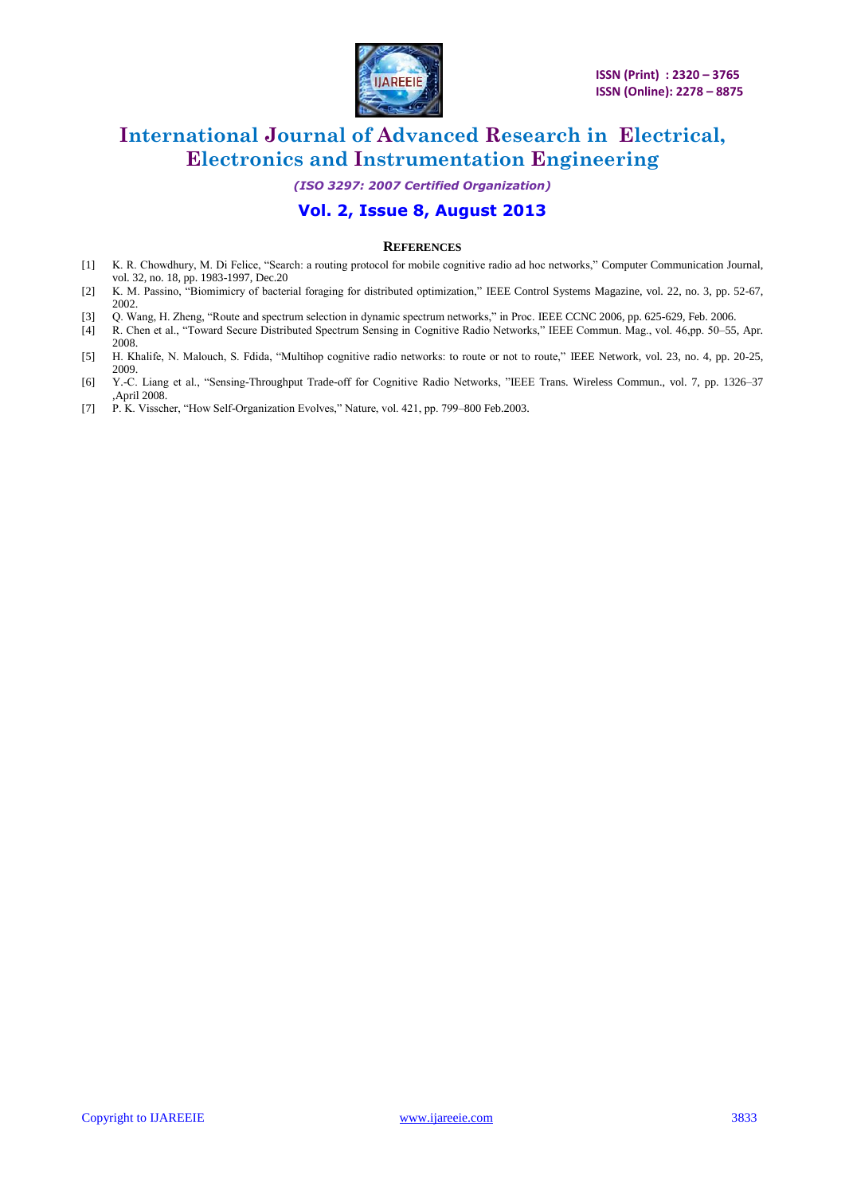## REFERENCES

[1] K. R. Chowdhury, M. Di Felice, "Search: a routing protocol for mobile cognitive radio ad hoc networks," Computer Communication Journal, vol. 32, no. 18, pp. 1983-1997, Dec.20

[2] K. M. Passino, "Biomimicry of bacterial foraging for distributed optimization," IEEE Control Systems Magazine, vol. 22, no. 3, pp. 52-67, 2002.

[3] Q. Wang, H. Zheng, "Route and spectrum selection in dynamic spectrum networks," in Proc. IEEE CCNC 2006, pp. 625-629, Feb. 2006.

[4] R. Chen et al., "Toward Secure Distributed Spectrum Sensing in Cognitive Radio Networks," IEEE Commun. Mag., vol. 46,pp. 50–55, Apr. 2008.

[5] H. Khalife, N. Malouch, S. Fdida, "Multihop cognitive radio networks: to route or not to route," IEEE Network, vol. 23, no. 4, pp. 20-25, 2009.

[6] Y.-C. Liang et al., "Sensing-Throughput Trade-off for Cognitive Radio Networks, "IEEE Trans. Wireless Commun., vol. 7, pp. 1326–37 ,April 2008.

[7] P. K. Visscher, "How Self-Organization Evolves," Nature, vol. 421, pp. 799–800 Feb.2003.